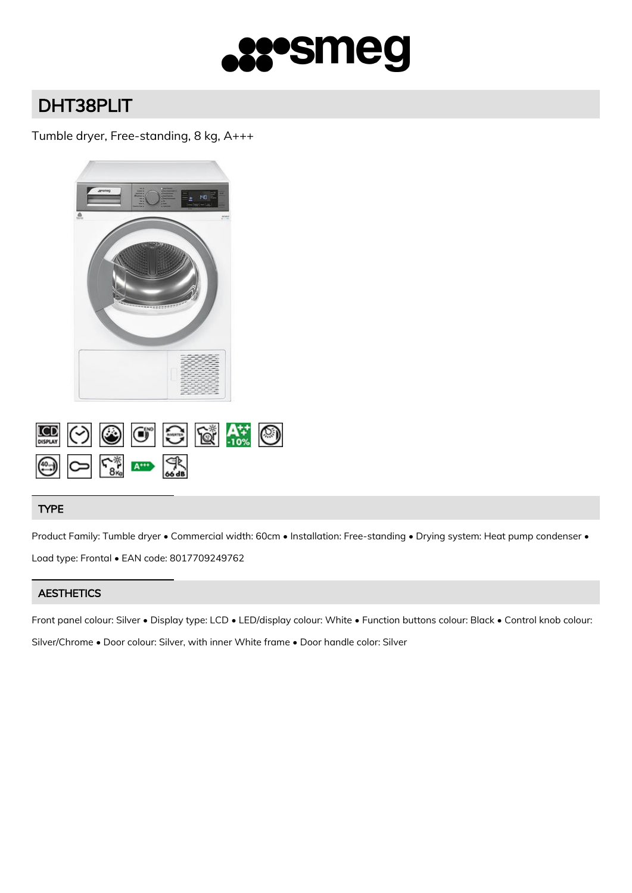# DHT38PLIT

Tumble dryer, Free-standing, 8 kg, A+++

## TYPE

Product Family: Tumble dryer • Commercial width: 60cm • Installation: Free-standing • Drying system: Heat pump condenser • Load type: Frontal • EAN code: 8017709249762

## AESTHETICS

Front panel colour: Silver • Display type: LCD • LED/display colour: White • Function buttons colour: Black • Control knob colour: Silver/Chrome • Door colour: Silver, with inner White frame • Door handle color: Silver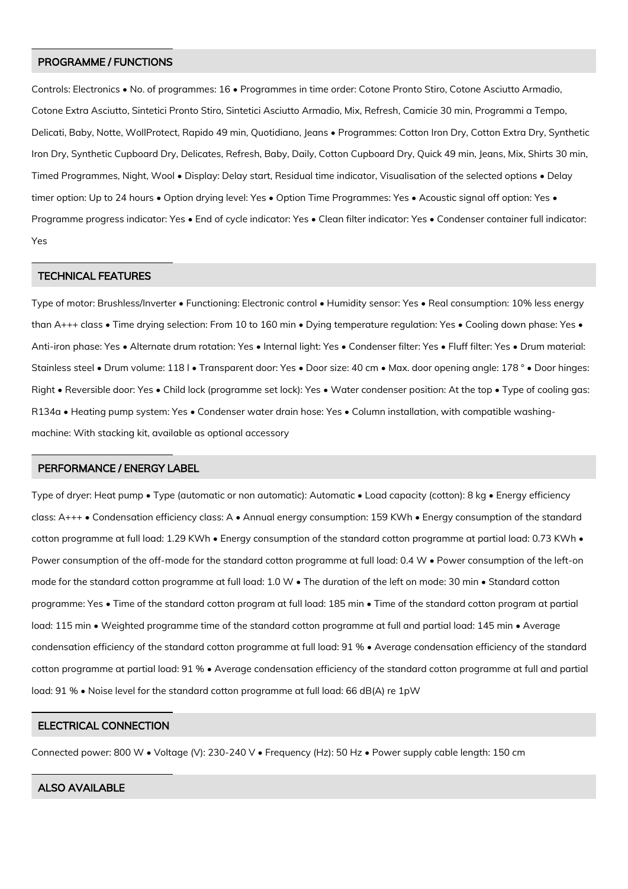## PROGRAMME / FUNCTIONS

Controls: Electronics • No. of programmes: 16 • Programmes in time order: Cotone Pronto Stiro, Cotone Asciutto Armadio, Cotone Extra Asciutto, Sintetici Pronto Stiro, Sintetici Asciutto Armadio, Mix, Refresh, Camicie 30 min, Programmi a Tempo, Delicati, Baby, Notte, WollProtect, Rapido 49 min, Quotidiano, Jeans • Programmes: Cotton Iron Dry, Cotton Extra Dry, Synthetic Iron Dry, Synthetic Cupboard Dry, Delicates, Refresh, Baby, Daily, Cotton Cupboard Dry, Quick 49 min, Jeans, Mix, Shirts 30 min, Timed Programmes, Night, Wool • Display: Delay start, Residual time indicator, Visualisation of the selected options • Delay timer option: Up to 24 hours • Option drying level: Yes • Option Time Programmes: Yes • Acoustic signal off option: Yes • Programme progress indicator: Yes • End of cycle indicator: Yes • Clean filter indicator: Yes • Condenser container full indicator: Yes

## TECHNICAL FEATURES

Type of motor: Brushless/Inverter • Functioning: Electronic control • Humidity sensor: Yes • Real consumption: 10% less energy than A+++ class • Time drying selection: From 10 to 160 min • Dying temperature regulation: Yes • Cooling down phase: Yes • Anti-iron phase: Yes • Alternate drum rotation: Yes • Internal light: Yes • Condenser filter: Yes • Fluff filter: Yes • Drum material: Stainless steel • Drum volume: 118 l • Transparent door: Yes • Door size: 40 cm • Max. door opening angle: 178 ° • Door hinges: Right • Reversible door: Yes • Child lock (programme set lock): Yes • Water condenser position: At the top • Type of cooling gas: R134a • Heating pump system: Yes • Condenser water drain hose: Yes • Column installation, with compatible washing-machine: With stacking kit, available as optional accessory

## PERFORMANCE / ENERGY LABEL

Type of dryer: Heat pump • Type (automatic or non automatic): Automatic • Load capacity (cotton): 8 kg • Energy efficiency class: A+++ • Condensation efficiency class: A • Annual energy consumption: 159 KWh • Energy consumption of the standard cotton programme at full load: 1.29 KWh • Energy consumption of the standard cotton programme at partial load: 0.73 KWh • Power consumption of the off-mode for the standard cotton programme at full load: 0.4 W • Power consumption of the left-on mode for the standard cotton programme at full load: 1.0 W • The duration of the left on mode: 30 min • Standard cotton programme: Yes • Time of the standard cotton program at full load: 185 min • Time of the standard cotton program at partial load: 115 min • Weighted programme time of the standard cotton programme at full and partial load: 145 min • Average condensation efficiency of the standard cotton programme at full load: 91 % • Average condensation efficiency of the standard cotton programme at partial load: 91 % • Average condensation efficiency of the standard cotton programme at full and partial load: 91 % • Noise level for the standard cotton programme at full load: 66 dB(A) re 1pW

## ELECTRICAL CONNECTION

Connected power: 800 W • Voltage (V): 230-240 V • Frequency (Hz): 50 Hz • Power supply cable length: 150 cm

## ALSO AVAILABLE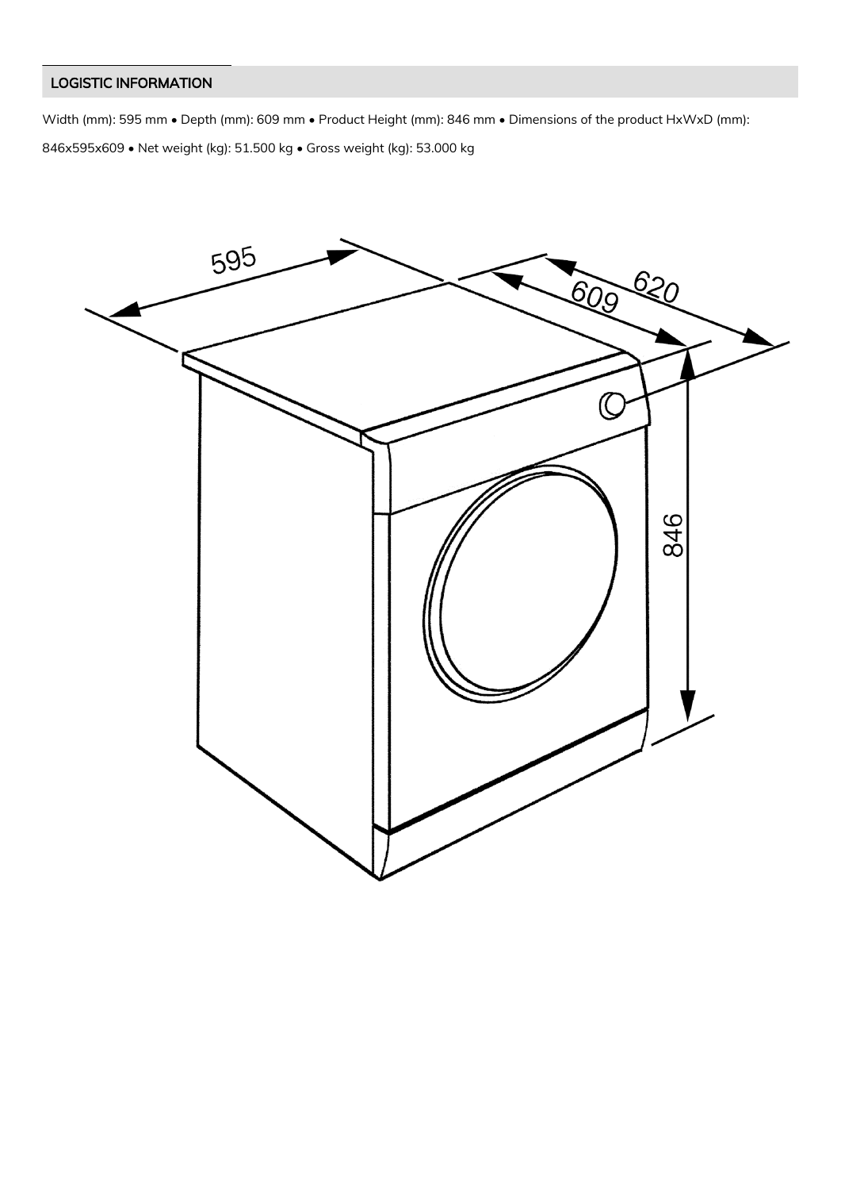## LOGISTIC INFORMATION

Width (mm): 595 mm • Depth (mm): 609 mm • Product Height (mm): 846 mm • Dimensions of the product HxWxD (mm): 846x595x609 • Net weight (kg): 51.500 kg • Gross weight (kg): 53.000 kg

595

609

620

846